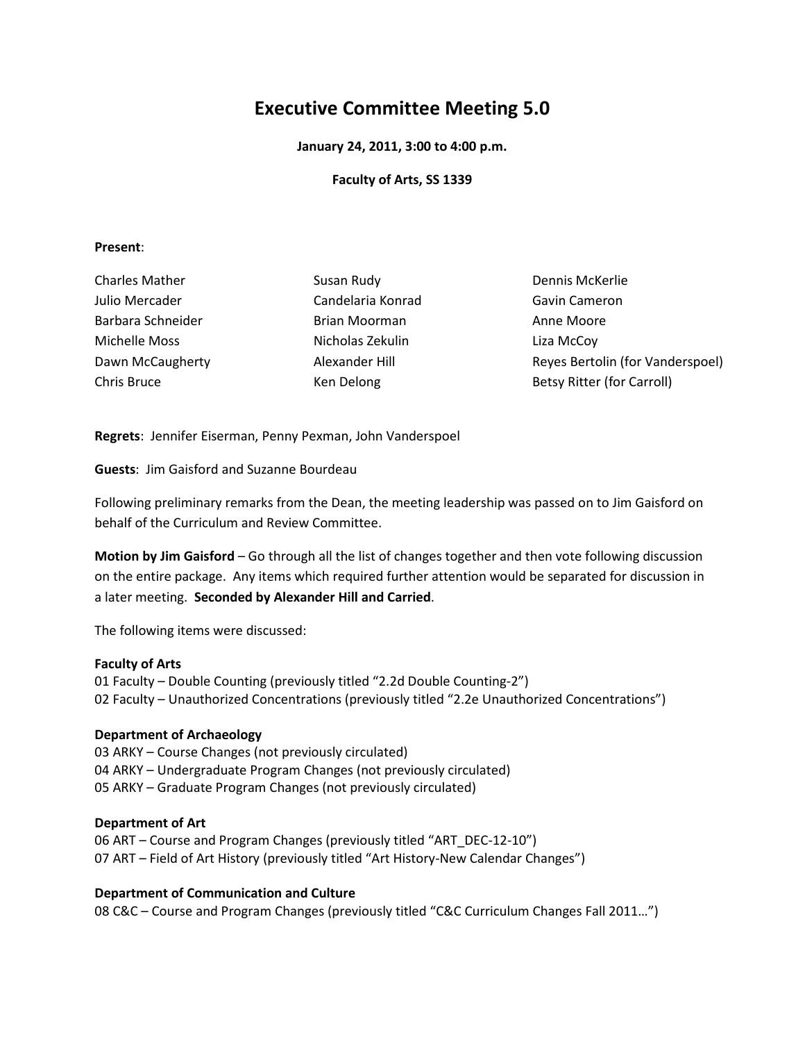# Executive Committee Meeting 5.0

**January 24, 2011, 3:00 to 4:00 p.m.**

**Faculty of Arts, SS 1339**

**Present**:

Charles Mather
Julio Mercader
Barbara Schneider
Michelle Moss
Dawn McCaugherty
Chris Bruce
Susan Rudy
Candelaria Konrad
Brian Moorman
Nicholas Zekulin
Alexander Hill
Ken Delong
Dennis McKerlie
Gavin Cameron
Anne Moore
Liza McCoy
Reyes Bertolin (for Vanderspoel)
Betsy Ritter (for Carroll)

**Regrets**: Jennifer Eiserman, Penny Pexman, John Vanderspoel

**Guests**: Jim Gaisford and Suzanne Bourdeau

Following preliminary remarks from the Dean, the meeting leadership was passed on to Jim Gaisford on behalf of the Curriculum and Review Committee.

**Motion by Jim Gaisford** – Go through all the list of changes together and then vote following discussion on the entire package. Any items which required further attention would be separated for discussion in a later meeting. **Seconded by Alexander Hill and Carried**.

The following items were discussed:

**Faculty of Arts**
01 Faculty – Double Counting (previously titled "2.2d Double Counting-2")
02 Faculty – Unauthorized Concentrations (previously titled "2.2e Unauthorized Concentrations")

**Department of Archaeology**
03 ARKY – Course Changes (not previously circulated)
04 ARKY – Undergraduate Program Changes (not previously circulated)
05 ARKY – Graduate Program Changes (not previously circulated)

**Department of Art**
06 ART – Course and Program Changes (previously titled "ART_DEC-12-10")
07 ART – Field of Art History (previously titled "Art History-New Calendar Changes")

**Department of Communication and Culture**
08 C&C – Course and Program Changes (previously titled "C&C Curriculum Changes Fall 2011…")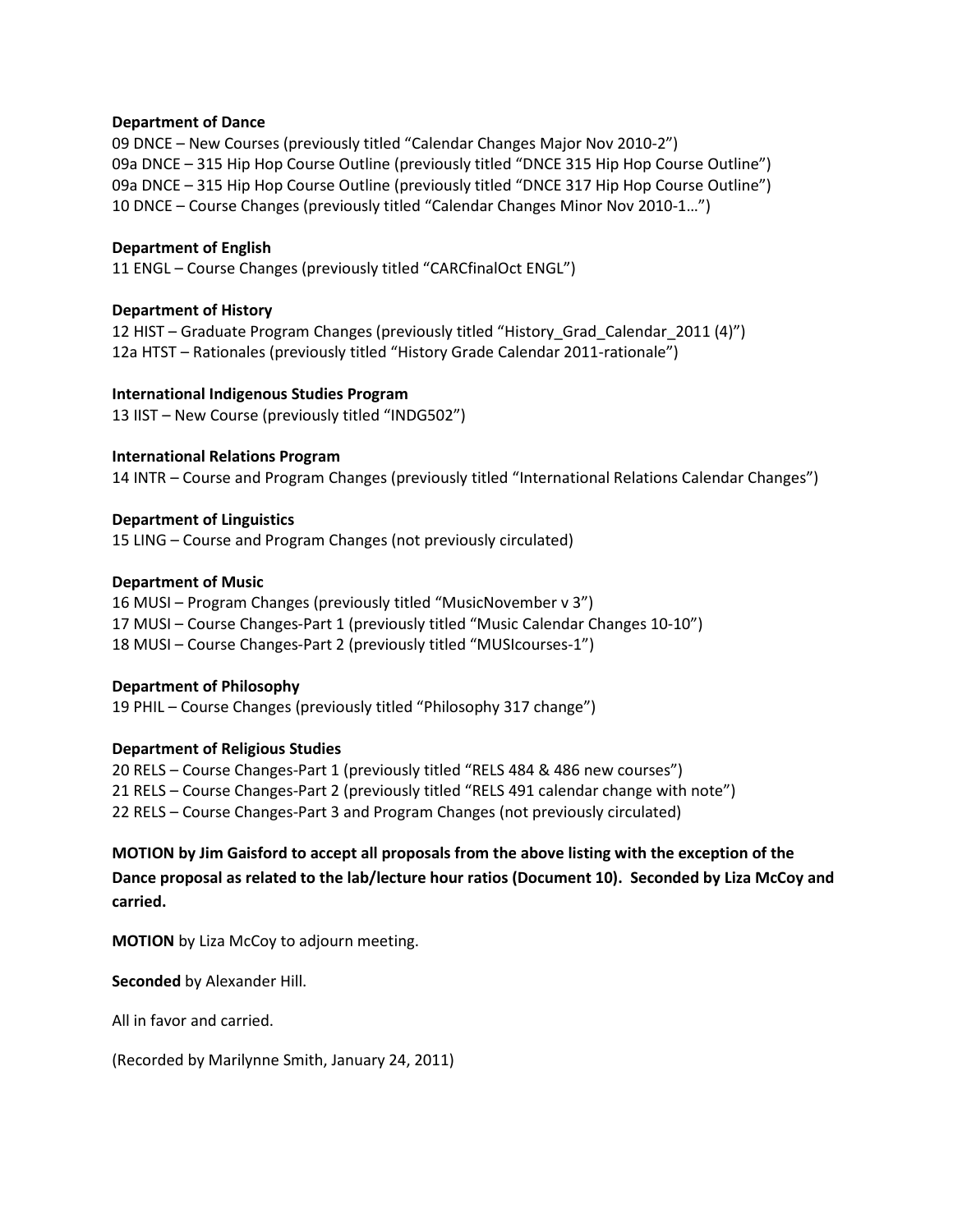**Department of Dance**

09 DNCE – New Courses (previously titled “Calendar Changes Major Nov 2010-2”)
09a DNCE – 315 Hip Hop Course Outline (previously titled “DNCE 315 Hip Hop Course Outline”)
09a DNCE – 315 Hip Hop Course Outline (previously titled “DNCE 317 Hip Hop Course Outline”)
10 DNCE – Course Changes (previously titled “Calendar Changes Minor Nov 2010-1…”)

**Department of English**

11 ENGL – Course Changes (previously titled “CARCfinalOct ENGL”)

**Department of History**

12 HIST – Graduate Program Changes (previously titled “History_Grad_Calendar_2011 (4)”)
12a HTST – Rationales (previously titled “History Grade Calendar 2011-rationale”)

**International Indigenous Studies Program**

13 IIST – New Course (previously titled “INDG502”)

**International Relations Program**

14 INTR – Course and Program Changes (previously titled “International Relations Calendar Changes”)

**Department of Linguistics**

15 LING – Course and Program Changes (not previously circulated)

**Department of Music**

16 MUSI – Program Changes (previously titled “MusicNovember v 3”)
17 MUSI – Course Changes-Part 1 (previously titled “Music Calendar Changes 10-10”)
18 MUSI – Course Changes-Part 2 (previously titled “MUSIcourses-1”)

**Department of Philosophy**

19 PHIL – Course Changes (previously titled “Philosophy 317 change”)

**Department of Religious Studies**

20 RELS – Course Changes-Part 1 (previously titled “RELS 484 & 486 new courses”)
21 RELS – Course Changes-Part 2 (previously titled “RELS 491 calendar change with note”)
22 RELS – Course Changes-Part 3 and Program Changes (not previously circulated)

**MOTION by Jim Gaisford to accept all proposals from the above listing with the exception of the Dance proposal as related to the lab/lecture hour ratios (Document 10). Seconded by Liza McCoy and carried.**

**MOTION** by Liza McCoy to adjourn meeting.

**Seconded** by Alexander Hill.

All in favor and carried.

(Recorded by Marilynne Smith, January 24, 2011)